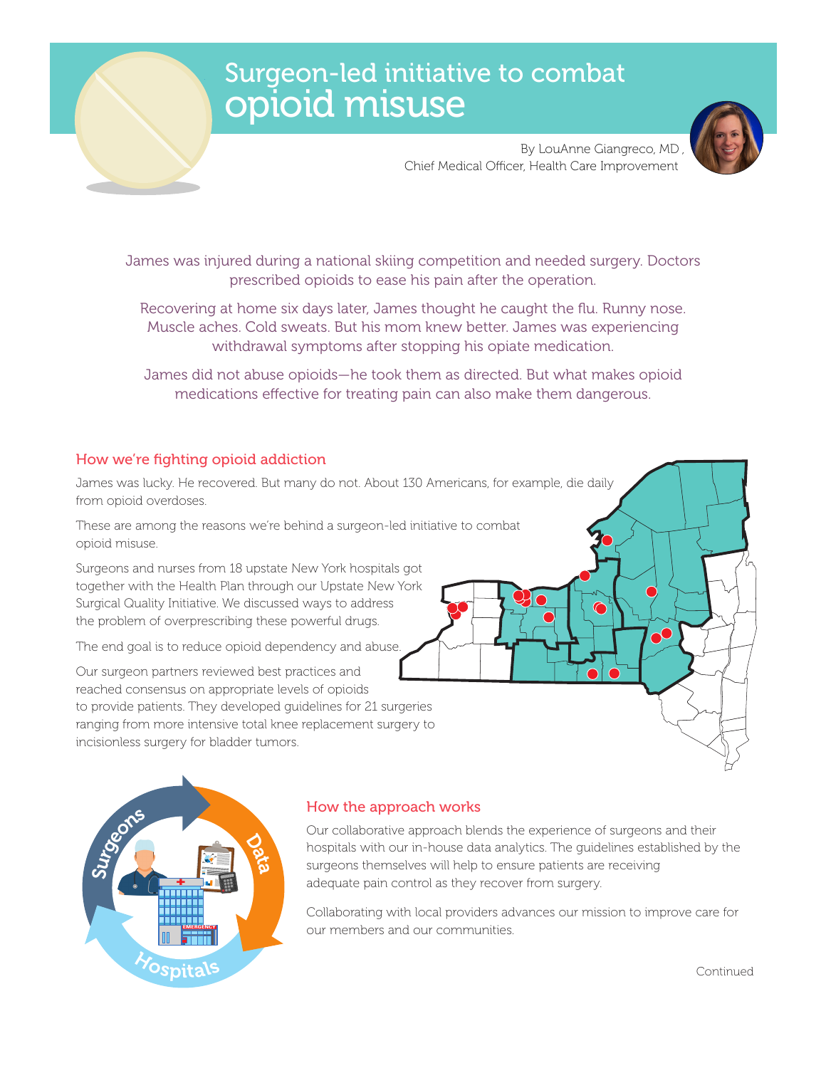# Surgeon-led initiative to combat opioid misuse

By LouAnne Giangreco, MD ,
Chief Medical Officer, Health Care Improvement

James was injured during a national skiing competition and needed surgery. Doctors prescribed opioids to ease his pain after the operation.

Recovering at home six days later, James thought he caught the flu. Runny nose. Muscle aches. Cold sweats. But his mom knew better. James was experiencing withdrawal symptoms after stopping his opiate medication.

James did not abuse opioids—he took them as directed. But what makes opioid medications effective for treating pain can also make them dangerous.

## How we're fighting opioid addiction

James was lucky. He recovered. But many do not. About 130 Americans, for example, die daily from opioid overdoses.

These are among the reasons we're behind a surgeon-led initiative to combat opioid misuse.

Surgeons and nurses from 18 upstate New York hospitals got together with the Health Plan through our Upstate New York Surgical Quality Initiative. We discussed ways to address the problem of overprescribing these powerful drugs.

The end goal is to reduce opioid dependency and abuse.

Our surgeon partners reviewed best practices and reached consensus on appropriate levels of opioids to provide patients. They developed guidelines for 21 surgeries ranging from more intensive total knee replacement surgery to incisionless surgery for bladder tumors.

## How the approach works

Our collaborative approach blends the experience of surgeons and their hospitals with our in-house data analytics. The guidelines established by the surgeons themselves will help to ensure patients are receiving adequate pain control as they recover from surgery.

Collaborating with local providers advances our mission to improve care for our members and our communities.

Continued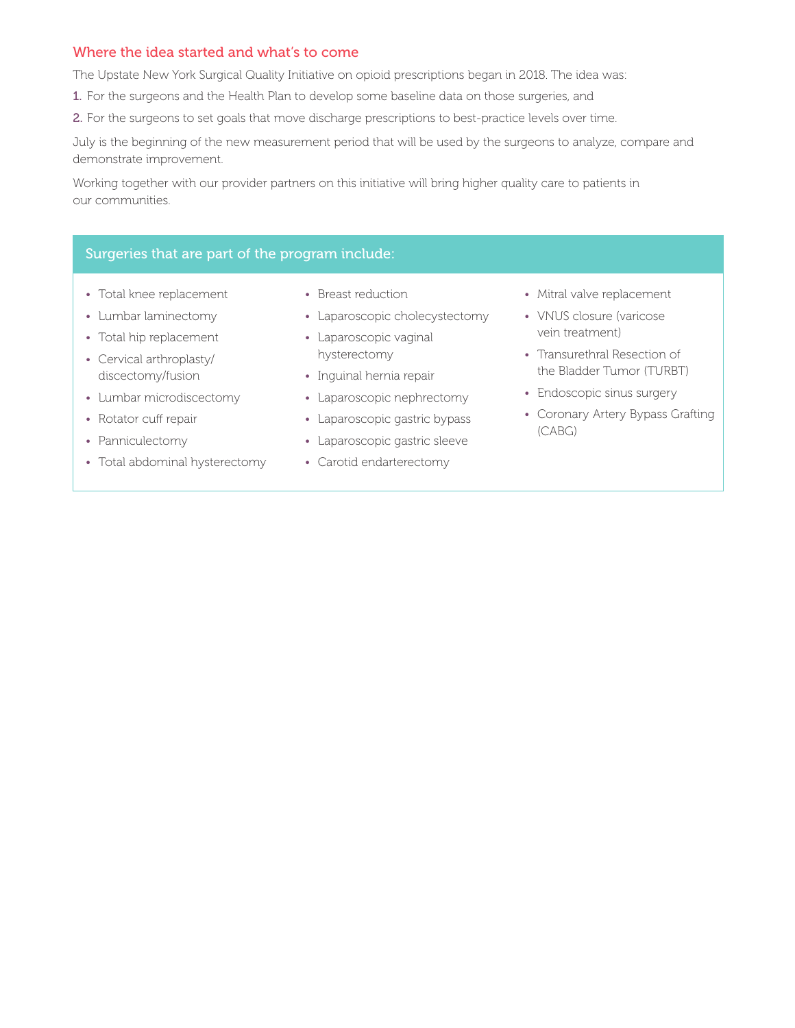## Where the idea started and what's to come

The Upstate New York Surgical Quality Initiative on opioid prescriptions began in 2018. The idea was:

1. For the surgeons and the Health Plan to develop some baseline data on those surgeries, and
2. For the surgeons to set goals that move discharge prescriptions to best-practice levels over time.

July is the beginning of the new measurement period that will be used by the surgeons to analyze, compare and demonstrate improvement.

Working together with our provider partners on this initiative will bring higher quality care to patients in our communities.

### Surgeries that are part of the program include:

- Total knee replacement
- Lumbar laminectomy
- Total hip replacement
- Cervical arthroplasty/discectomy/fusion
- Lumbar microdiscectomy
- Rotator cuff repair
- Panniculectomy
- Total abdominal hysterectomy
- Breast reduction
- Laparoscopic cholecystectomy
- Laparoscopic vaginal hysterectomy
- Inguinal hernia repair
- Laparoscopic nephrectomy
- Laparoscopic gastric bypass
- Laparoscopic gastric sleeve
- Carotid endarterectomy
- Mitral valve replacement
- VNUS closure (varicose vein treatment)
- Transurethral Resection of the Bladder Tumor (TURBT)
- Endoscopic sinus surgery
- Coronary Artery Bypass Grafting (CABG)